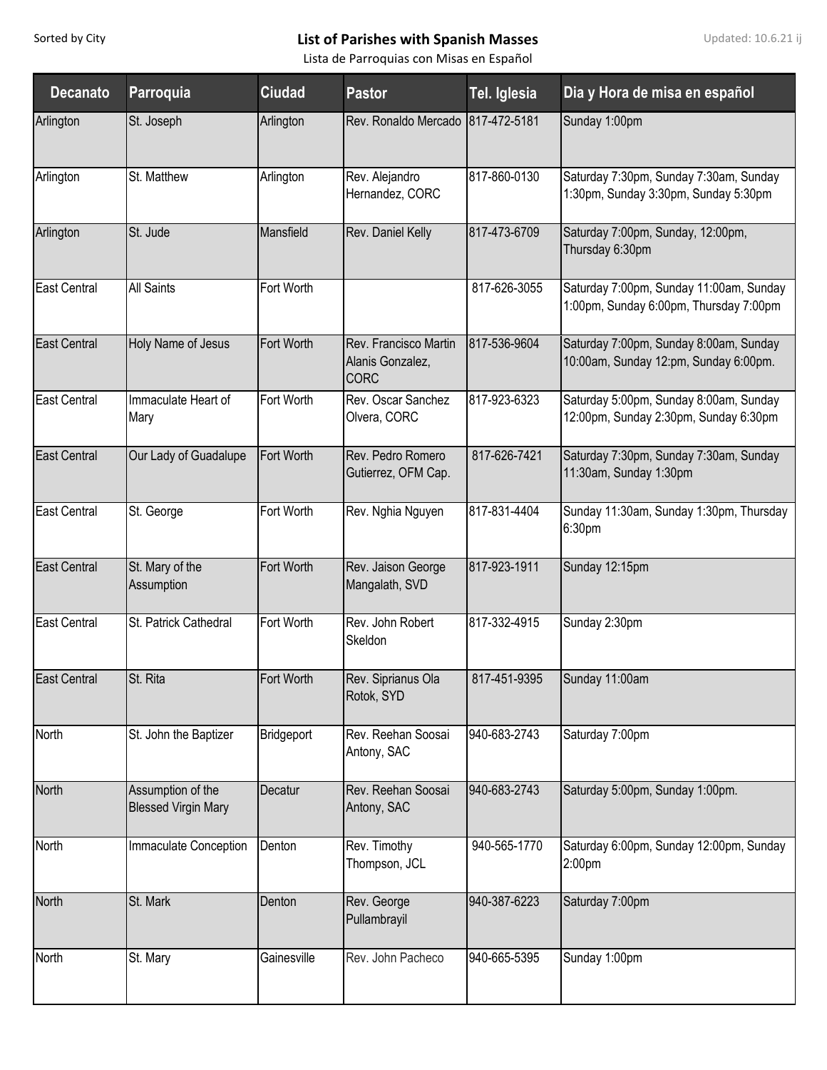Sorted by City

# List of Parishes with Spanish Masses

Lista de Parroquias con Misas en Español

Updated: 10.6.21 ij

| Decanato | Parroquia | Ciudad | Pastor | Tel. Iglesia | Dia y Hora de misa en español |
|---|---|---|---|---|---|
| Arlington | St. Joseph | Arlington | Rev. Ronaldo Mercado | 817-472-5181 | Sunday 1:00pm |
| Arlington | St. Matthew | Arlington | Rev. Alejandro Hernandez, CORC | 817-860-0130 | Saturday 7:30pm, Sunday 7:30am, Sunday 1:30pm, Sunday 3:30pm, Sunday 5:30pm |
| Arlington | St. Jude | Mansfield | Rev. Daniel Kelly | 817-473-6709 | Saturday 7:00pm, Sunday, 12:00pm, Thursday 6:30pm |
| East Central | All Saints | Fort Worth | | 817-626-3055 | Saturday 7:00pm, Sunday 11:00am, Sunday 1:00pm, Sunday 6:00pm, Thursday 7:00pm |
| East Central | Holy Name of Jesus | Fort Worth | Rev. Francisco Martin Alanis Gonzalez, CORC | 817-536-9604 | Saturday 7:00pm, Sunday 8:00am, Sunday 10:00am, Sunday 12:pm, Sunday 6:00pm. |
| East Central | Immaculate Heart of Mary | Fort Worth | Rev. Oscar Sanchez Olvera, CORC | 817-923-6323 | Saturday 5:00pm, Sunday 8:00am, Sunday 12:00pm, Sunday 2:30pm, Sunday 6:30pm |
| East Central | Our Lady of Guadalupe | Fort Worth | Rev. Pedro Romero Gutierrez, OFM Cap. | 817-626-7421 | Saturday 7:30pm, Sunday 7:30am, Sunday 11:30am, Sunday 1:30pm |
| East Central | St. George | Fort Worth | Rev. Nghia Nguyen | 817-831-4404 | Sunday 11:30am, Sunday 1:30pm, Thursday 6:30pm |
| East Central | St. Mary of the Assumption | Fort Worth | Rev. Jaison George Mangalath, SVD | 817-923-1911 | Sunday 12:15pm |
| East Central | St. Patrick Cathedral | Fort Worth | Rev. John Robert Skeldon | 817-332-4915 | Sunday 2:30pm |
| East Central | St. Rita | Fort Worth | Rev. Siprianus Ola Rotok, SYD | 817-451-9395 | Sunday 11:00am |
| North | St. John the Baptizer | Bridgeport | Rev. Reehan Soosai Antony, SAC | 940-683-2743 | Saturday 7:00pm |
| North | Assumption of the Blessed Virgin Mary | Decatur | Rev. Reehan Soosai Antony, SAC | 940-683-2743 | Saturday 5:00pm, Sunday 1:00pm. |
| North | Immaculate Conception | Denton | Rev. Timothy Thompson, JCL | 940-565-1770 | Saturday 6:00pm, Sunday 12:00pm, Sunday 2:00pm |
| North | St. Mark | Denton | Rev. George Pullambrayil | 940-387-6223 | Saturday 7:00pm |
| North | St. Mary | Gainesville | Rev. John Pacheco | 940-665-5395 | Sunday 1:00pm |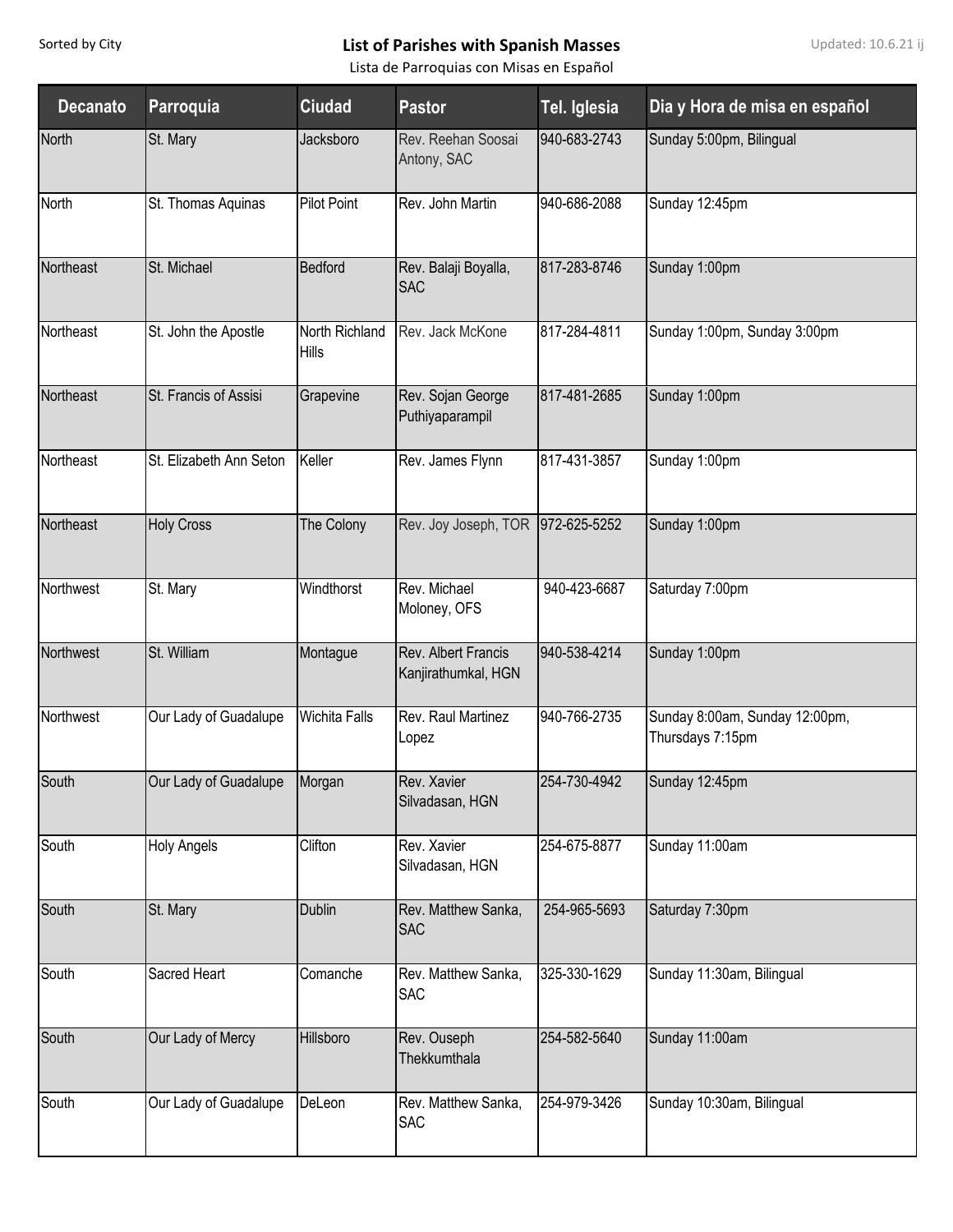Sorted by City

# List of Parishes with Spanish Masses

Lista de Parroquias con Misas en Español

Updated: 10.6.21 ij

| Decanato | Parroquia | Ciudad | Pastor | Tel. Iglesia | Dia y Hora de misa en español |
|---|---|---|---|---|---|
| North | St. Mary | Jacksboro | Rev. Reehan Soosai Antony, SAC | 940-683-2743 | Sunday 5:00pm, Bilingual |
| North | St. Thomas Aquinas | Pilot Point | Rev. John Martin | 940-686-2088 | Sunday 12:45pm |
| Northeast | St. Michael | Bedford | Rev. Balaji Boyalla, SAC | 817-283-8746 | Sunday 1:00pm |
| Northeast | St. John the Apostle | North Richland Hills | Rev. Jack McKone | 817-284-4811 | Sunday 1:00pm, Sunday 3:00pm |
| Northeast | St. Francis of Assisi | Grapevine | Rev. Sojan George Puthiyaparampil | 817-481-2685 | Sunday 1:00pm |
| Northeast | St. Elizabeth Ann Seton | Keller | Rev. James Flynn | 817-431-3857 | Sunday 1:00pm |
| Northeast | Holy Cross | The Colony | Rev. Joy Joseph, TOR | 972-625-5252 | Sunday 1:00pm |
| Northwest | St. Mary | Windthorst | Rev. Michael Moloney, OFS | 940-423-6687 | Saturday 7:00pm |
| Northwest | St. William | Montague | Rev. Albert Francis Kanjirathumkal, HGN | 940-538-4214 | Sunday 1:00pm |
| Northwest | Our Lady of Guadalupe | Wichita Falls | Rev. Raul Martinez Lopez | 940-766-2735 | Sunday 8:00am, Sunday 12:00pm, Thursdays 7:15pm |
| South | Our Lady of Guadalupe | Morgan | Rev. Xavier Silvadasan, HGN | 254-730-4942 | Sunday 12:45pm |
| South | Holy Angels | Clifton | Rev. Xavier Silvadasan, HGN | 254-675-8877 | Sunday 11:00am |
| South | St. Mary | Dublin | Rev. Matthew Sanka, SAC | 254-965-5693 | Saturday 7:30pm |
| South | Sacred Heart | Comanche | Rev. Matthew Sanka, SAC | 325-330-1629 | Sunday 11:30am, Bilingual |
| South | Our Lady of Mercy | Hillsboro | Rev. Ouseph Thekkumthala | 254-582-5640 | Sunday 11:00am |
| South | Our Lady of Guadalupe | DeLeon | Rev. Matthew Sanka, SAC | 254-979-3426 | Sunday 10:30am, Bilingual |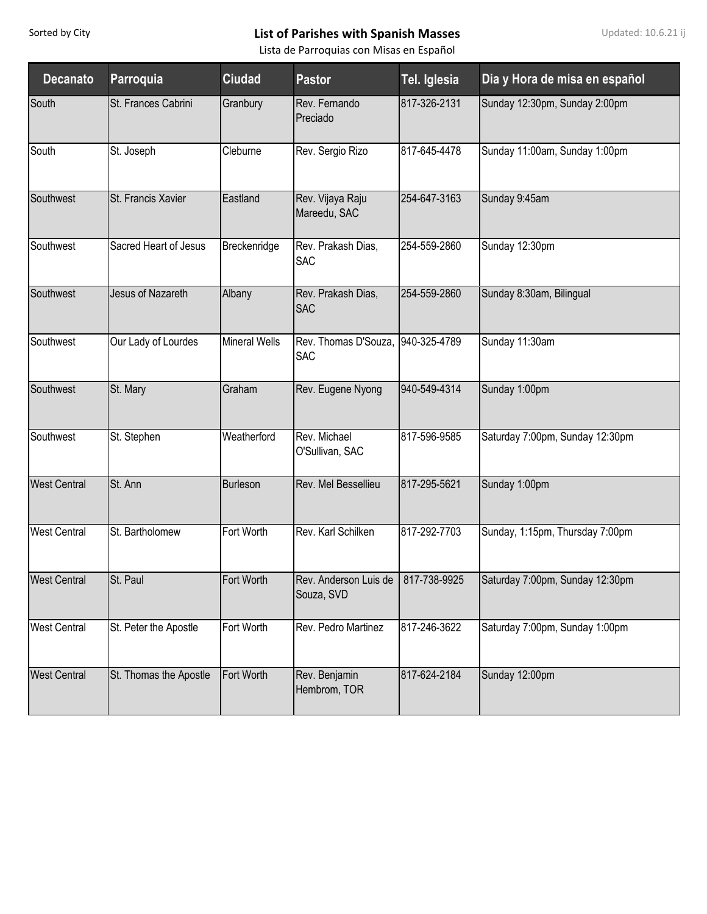Sorted by City

## List of Parishes with Spanish Masses

Lista de Parroquias con Misas en Español

Updated: 10.6.21 ij

| Decanato | Parroquia | Ciudad | Pastor | Tel. Iglesia | Dia y Hora de misa en español |
|---|---|---|---|---|---|
| South | St. Frances Cabrini | Granbury | Rev. Fernando Preciado | 817-326-2131 | Sunday 12:30pm, Sunday 2:00pm |
| South | St. Joseph | Cleburne | Rev. Sergio Rizo | 817-645-4478 | Sunday 11:00am, Sunday 1:00pm |
| Southwest | St. Francis Xavier | Eastland | Rev. Vijaya Raju Mareedu, SAC | 254-647-3163 | Sunday 9:45am |
| Southwest | Sacred Heart of Jesus | Breckenridge | Rev. Prakash Dias, SAC | 254-559-2860 | Sunday 12:30pm |
| Southwest | Jesus of Nazareth | Albany | Rev. Prakash Dias, SAC | 254-559-2860 | Sunday 8:30am, Bilingual |
| Southwest | Our Lady of Lourdes | Mineral Wells | Rev. Thomas D'Souza, SAC | 940-325-4789 | Sunday 11:30am |
| Southwest | St. Mary | Graham | Rev. Eugene Nyong | 940-549-4314 | Sunday 1:00pm |
| Southwest | St. Stephen | Weatherford | Rev. Michael O'Sullivan, SAC | 817-596-9585 | Saturday 7:00pm, Sunday 12:30pm |
| West Central | St. Ann | Burleson | Rev. Mel Bessellieu | 817-295-5621 | Sunday 1:00pm |
| West Central | St. Bartholomew | Fort Worth | Rev. Karl Schilken | 817-292-7703 | Sunday, 1:15pm, Thursday 7:00pm |
| West Central | St. Paul | Fort Worth | Rev. Anderson Luis de Souza, SVD | 817-738-9925 | Saturday 7:00pm, Sunday 12:30pm |
| West Central | St. Peter the Apostle | Fort Worth | Rev. Pedro Martinez | 817-246-3622 | Saturday 7:00pm, Sunday 1:00pm |
| West Central | St. Thomas the Apostle | Fort Worth | Rev. Benjamin Hembrom, TOR | 817-624-2184 | Sunday 12:00pm |